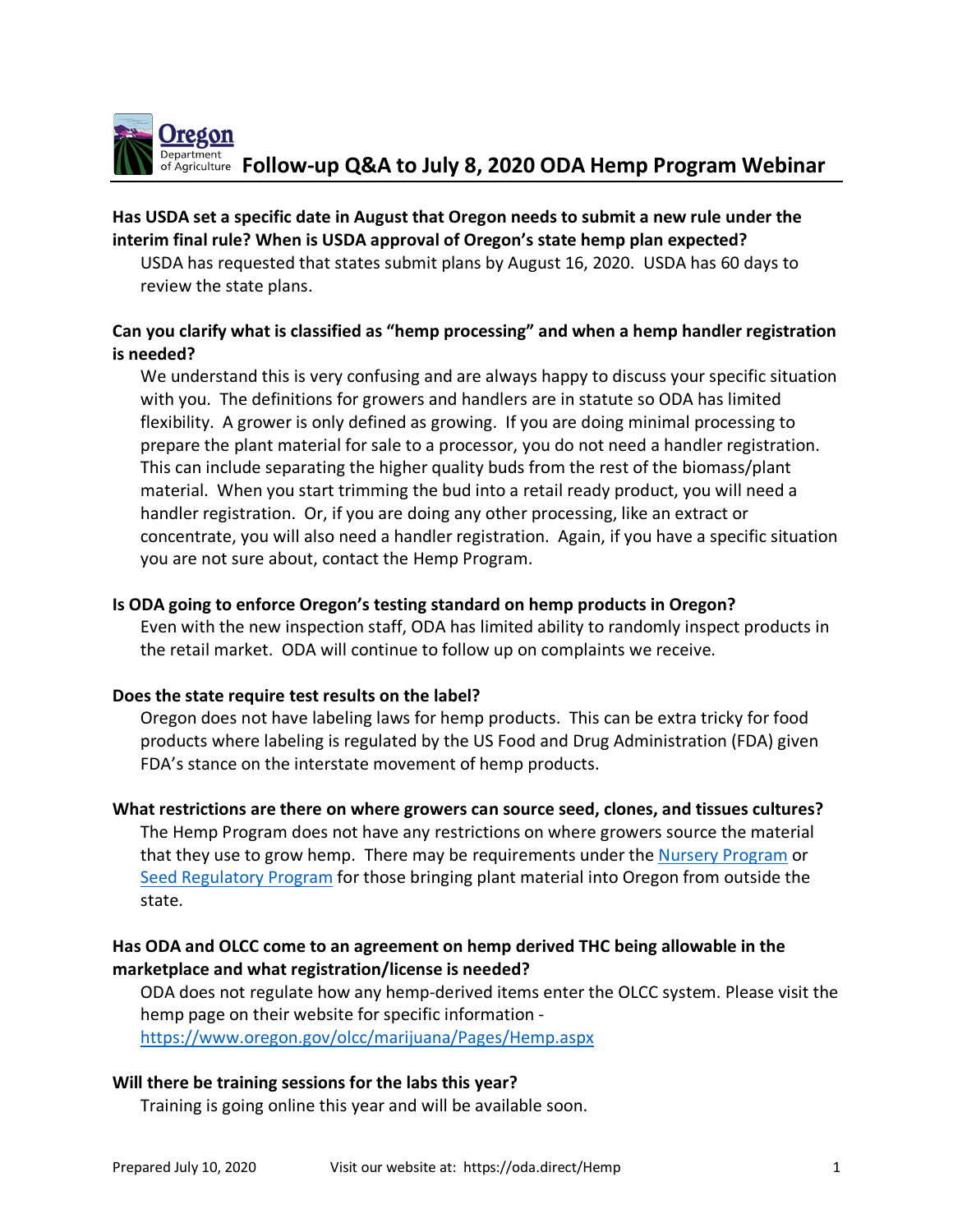# Follow-up Q&A to July 8, 2020 ODA Hemp Program Webinar

**Has USDA set a specific date in August that Oregon needs to submit a new rule under the interim final rule? When is USDA approval of Oregon's state hemp plan expected?**

USDA has requested that states submit plans by August 16, 2020. USDA has 60 days to review the state plans.

**Can you clarify what is classified as "hemp processing" and when a hemp handler registration is needed?**

We understand this is very confusing and are always happy to discuss your specific situation with you. The definitions for growers and handlers are in statute so ODA has limited flexibility. A grower is only defined as growing. If you are doing minimal processing to prepare the plant material for sale to a processor, you do not need a handler registration. This can include separating the higher quality buds from the rest of the biomass/plant material. When you start trimming the bud into a retail ready product, you will need a handler registration. Or, if you are doing any other processing, like an extract or concentrate, you will also need a handler registration. Again, if you have a specific situation you are not sure about, contact the Hemp Program.

**Is ODA going to enforce Oregon's testing standard on hemp products in Oregon?**

Even with the new inspection staff, ODA has limited ability to randomly inspect products in the retail market. ODA will continue to follow up on complaints we receive.

**Does the state require test results on the label?**

Oregon does not have labeling laws for hemp products. This can be extra tricky for food products where labeling is regulated by the US Food and Drug Administration (FDA) given FDA's stance on the interstate movement of hemp products.

**What restrictions are there on where growers can source seed, clones, and tissues cultures?**

The Hemp Program does not have any restrictions on where growers source the material that they use to grow hemp. There may be requirements under the Nursery Program or Seed Regulatory Program for those bringing plant material into Oregon from outside the state.

**Has ODA and OLCC come to an agreement on hemp derived THC being allowable in the marketplace and what registration/license is needed?**

ODA does not regulate how any hemp-derived items enter the OLCC system. Please visit the hemp page on their website for specific information - https://www.oregon.gov/olcc/marijuana/Pages/Hemp.aspx

**Will there be training sessions for the labs this year?**

Training is going online this year and will be available soon.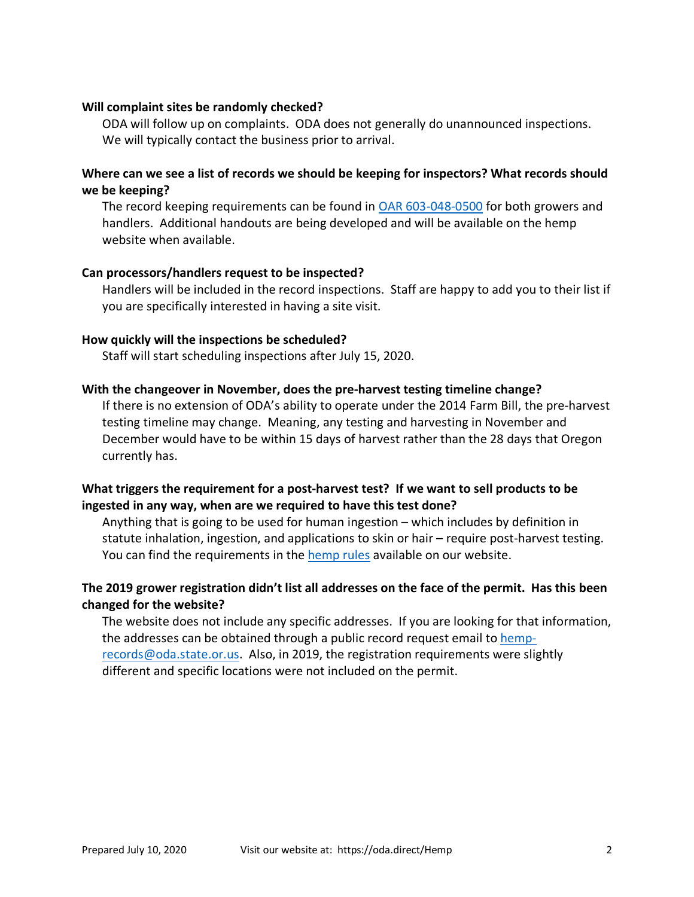**Will complaint sites be randomly checked?**

ODA will follow up on complaints. ODA does not generally do unannounced inspections. We will typically contact the business prior to arrival.

**Where can we see a list of records we should be keeping for inspectors? What records should we be keeping?**

The record keeping requirements can be found in [OAR 603-048-0500](OAR 603-048-0500) for both growers and handlers. Additional handouts are being developed and will be available on the hemp website when available.

**Can processors/handlers request to be inspected?**

Handlers will be included in the record inspections. Staff are happy to add you to their list if you are specifically interested in having a site visit.

**How quickly will the inspections be scheduled?**

Staff will start scheduling inspections after July 15, 2020.

**With the changeover in November, does the pre-harvest testing timeline change?**

If there is no extension of ODA's ability to operate under the 2014 Farm Bill, the pre-harvest testing timeline may change. Meaning, any testing and harvesting in November and December would have to be within 15 days of harvest rather than the 28 days that Oregon currently has.

**What triggers the requirement for a post-harvest test? If we want to sell products to be ingested in any way, when are we required to have this test done?**

Anything that is going to be used for human ingestion – which includes by definition in statute inhalation, ingestion, and applications to skin or hair – require post-harvest testing. You can find the requirements in the hemp rules available on our website.

**The 2019 grower registration didn't list all addresses on the face of the permit. Has this been changed for the website?**

The website does not include any specific addresses. If you are looking for that information, the addresses can be obtained through a public record request email to hemp-records@oda.state.or.us. Also, in 2019, the registration requirements were slightly different and specific locations were not included on the permit.

Prepared July 10, 2020 Visit our website at: https://oda.direct/Hemp